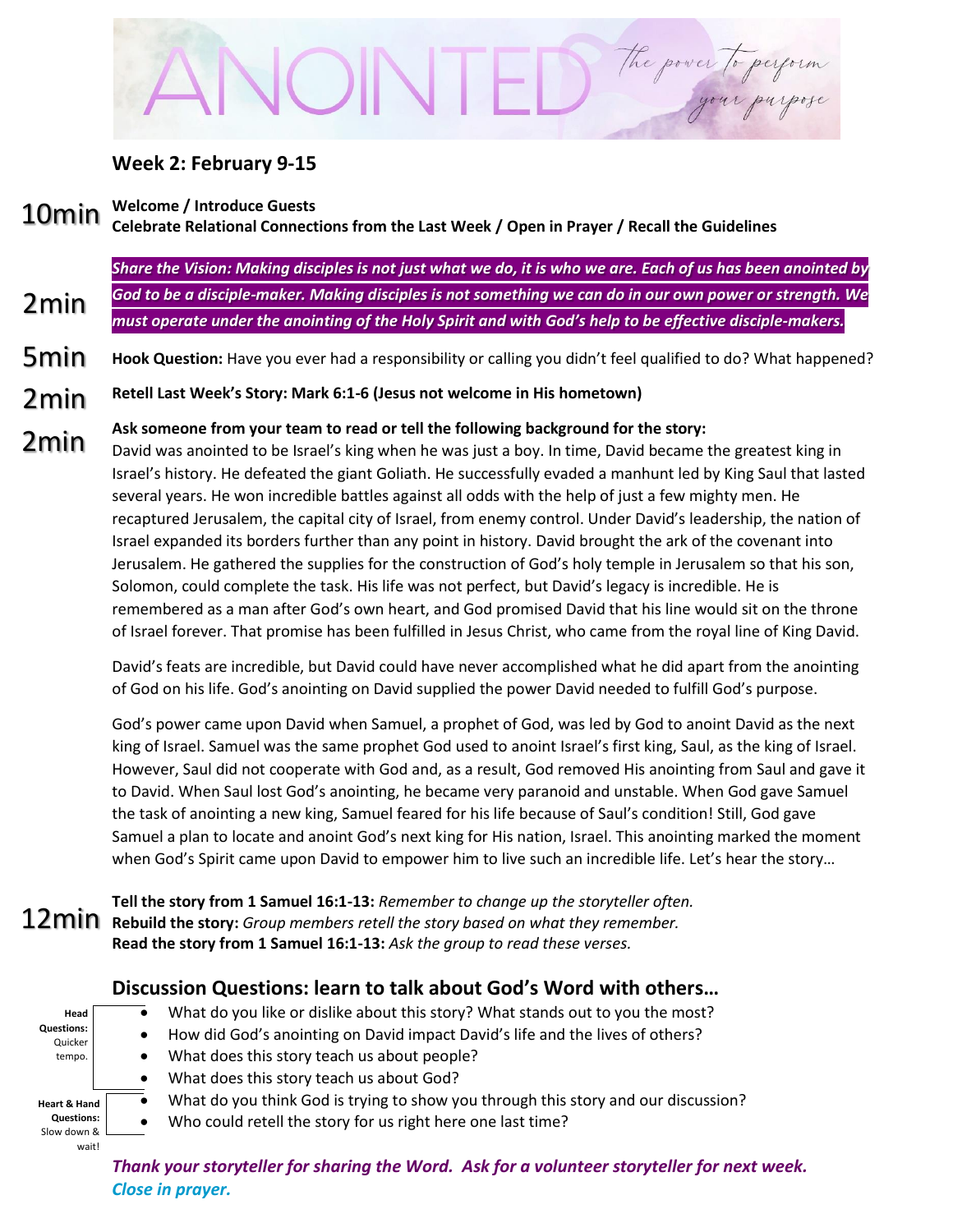# ANOINTED

*the power to perform your purpose*

## Week 2: February 9-15

**10min** **Welcome / Introduce Guests**
**Celebrate Relational Connections from the Last Week / Open in Prayer / Recall the Guidelines**

**2min** ***Share the Vision: Making disciples is not just what we do, it is who we are. Each of us has been anointed by God to be a disciple-maker. Making disciples is not something we can do in our own power or strength. We must operate under the anointing of the Holy Spirit and with God's help to be effective disciple-makers.***

**5min** **Hook Question:** Have you ever had a responsibility or calling you didn't feel qualified to do? What happened?

**2min** **Retell Last Week's Story: Mark 6:1-6 (Jesus not welcome in His hometown)**

**2min** **Ask someone from your team to read or tell the following background for the story:**

David was anointed to be Israel's king when he was just a boy. In time, David became the greatest king in Israel's history. He defeated the giant Goliath. He successfully evaded a manhunt led by King Saul that lasted several years. He won incredible battles against all odds with the help of just a few mighty men. He recaptured Jerusalem, the capital city of Israel, from enemy control. Under David's leadership, the nation of Israel expanded its borders further than any point in history. David brought the ark of the covenant into Jerusalem. He gathered the supplies for the construction of God's holy temple in Jerusalem so that his son, Solomon, could complete the task. His life was not perfect, but David's legacy is incredible. He is remembered as a man after God's own heart, and God promised David that his line would sit on the throne of Israel forever. That promise has been fulfilled in Jesus Christ, who came from the royal line of King David.

David's feats are incredible, but David could have never accomplished what he did apart from the anointing of God on his life. God's anointing on David supplied the power David needed to fulfill God's purpose.

God's power came upon David when Samuel, a prophet of God, was led by God to anoint David as the next king of Israel. Samuel was the same prophet God used to anoint Israel's first king, Saul, as the king of Israel. However, Saul did not cooperate with God and, as a result, God removed His anointing from Saul and gave it to David. When Saul lost God's anointing, he became very paranoid and unstable. When God gave Samuel the task of anointing a new king, Samuel feared for his life because of Saul's condition! Still, God gave Samuel a plan to locate and anoint God's next king for His nation, Israel. This anointing marked the moment when God's Spirit came upon David to empower him to live such an incredible life. Let's hear the story…

**12min**
**Tell the story from 1 Samuel 16:1-13:** *Remember to change up the storyteller often.*
**Rebuild the story:** *Group members retell the story based on what they remember.*
**Read the story from 1 Samuel 16:1-13:** *Ask the group to read these verses.*

## Discussion Questions: learn to talk about God's Word with others…

**Head Questions:** Quicker tempo.

- What do you like or dislike about this story? What stands out to you the most?
- How did God's anointing on David impact David's life and the lives of others?
- What does this story teach us about people?
- What does this story teach us about God?

**Heart & Hand Questions:** Slow down & wait!

- What do you think God is trying to show you through this story and our discussion?
- Who could retell the story for us right here one last time?

***Thank your storyteller for sharing the Word. Ask for a volunteer storyteller for next week.***
***Close in prayer.***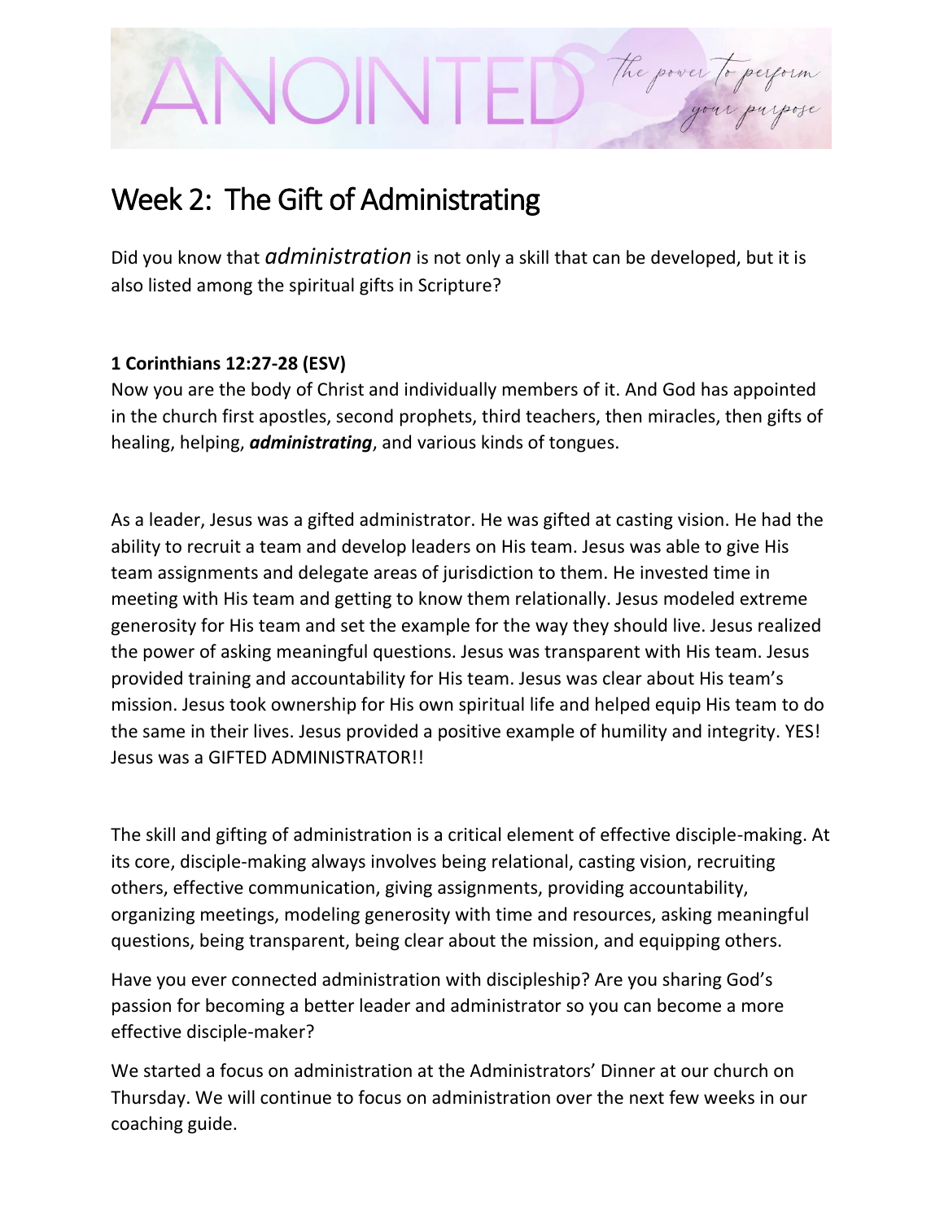# Week 2: The Gift of Administrating

Did you know that *administration* is not only a skill that can be developed, but it is also listed among the spiritual gifts in Scripture?

**1 Corinthians 12:27-28 (ESV)**
Now you are the body of Christ and individually members of it. And God has appointed in the church first apostles, second prophets, third teachers, then miracles, then gifts of healing, helping, ***administrating***, and various kinds of tongues.

As a leader, Jesus was a gifted administrator. He was gifted at casting vision. He had the ability to recruit a team and develop leaders on His team. Jesus was able to give His team assignments and delegate areas of jurisdiction to them. He invested time in meeting with His team and getting to know them relationally. Jesus modeled extreme generosity for His team and set the example for the way they should live. Jesus realized the power of asking meaningful questions. Jesus was transparent with His team. Jesus provided training and accountability for His team. Jesus was clear about His team's mission. Jesus took ownership for His own spiritual life and helped equip His team to do the same in their lives. Jesus provided a positive example of humility and integrity. YES! Jesus was a GIFTED ADMINISTRATOR!!

The skill and gifting of administration is a critical element of effective disciple-making. At its core, disciple-making always involves being relational, casting vision, recruiting others, effective communication, giving assignments, providing accountability, organizing meetings, modeling generosity with time and resources, asking meaningful questions, being transparent, being clear about the mission, and equipping others.

Have you ever connected administration with discipleship? Are you sharing God's passion for becoming a better leader and administrator so you can become a more effective disciple-maker?

We started a focus on administration at the Administrators' Dinner at our church on Thursday. We will continue to focus on administration over the next few weeks in our coaching guide.